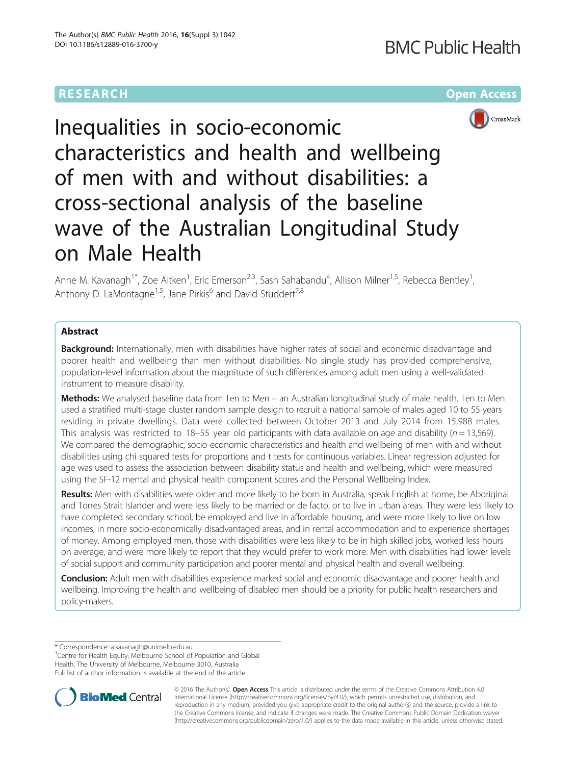RESEARCH

Open Access

# Inequalities in socio-economic characteristics and health and wellbeing of men with and without disabilities: a cross-sectional analysis of the baseline wave of the Australian Longitudinal Study on Male Health

Anne M. Kavanagh[1*], Zoe Aitken[1], Eric Emerson[2,3], Sash Sahabandu[4], Allison Milner[1,5], Rebecca Bentley[1], Anthony D. LaMontagne[1,5], Jane Pirkis[6] and David Studdert[7,8]

## Abstract

**Background:** Internationally, men with disabilities have higher rates of social and economic disadvantage and poorer health and wellbeing than men without disabilities. No single study has provided comprehensive, population-level information about the magnitude of such differences among adult men using a well-validated instrument to measure disability.

**Methods:** We analysed baseline data from Ten to Men – an Australian longitudinal study of male health. Ten to Men used a stratified multi-stage cluster random sample design to recruit a national sample of males aged 10 to 55 years residing in private dwellings. Data were collected between October 2013 and July 2014 from 15,988 males. This analysis was restricted to 18–55 year old participants with data available on age and disability ($n = 13,569$). We compared the demographic, socio-economic characteristics and health and wellbeing of men with and without disabilities using chi squared tests for proportions and t tests for continuous variables. Linear regression adjusted for age was used to assess the association between disability status and health and wellbeing, which were measured using the SF-12 mental and physical health component scores and the Personal Wellbeing Index.

**Results:** Men with disabilities were older and more likely to be born in Australia, speak English at home, be Aboriginal and Torres Strait Islander and were less likely to be married or de facto, or to live in urban areas. They were less likely to have completed secondary school, be employed and live in affordable housing, and were more likely to live on low incomes, in more socio-economically disadvantaged areas, and in rental accommodation and to experience shortages of money. Among employed men, those with disabilities were less likely to be in high skilled jobs, worked less hours on average, and were more likely to report that they would prefer to work more. Men with disabilities had lower levels of social support and community participation and poorer mental and physical health and overall wellbeing.

**Conclusion:** Adult men with disabilities experience marked social and economic disadvantage and poorer health and wellbeing. Improving the health and wellbeing of disabled men should be a priority for public health researchers and policy-makers.

\* Correspondence: a.kavanagh@unimelb.edu.au
[1]Centre for Health Equity, Melbourne School of Population and Global Health, The University of Melbourne, Melbourne 3010, Australia
Full list of author information is available at the end of the article

© 2016 The Author(s). **Open Access** This article is distributed under the terms of the Creative Commons Attribution 4.0 International License (http://creativecommons.org/licenses/by/4.0/), which permits unrestricted use, distribution, and reproduction in any medium, provided you give appropriate credit to the original author(s) and the source, provide a link to the Creative Commons license, and indicate if changes were made. The Creative Commons Public Domain Dedication waiver (http://creativecommons.org/publicdomain/zero/1.0/) applies to the data made available in this article, unless otherwise stated.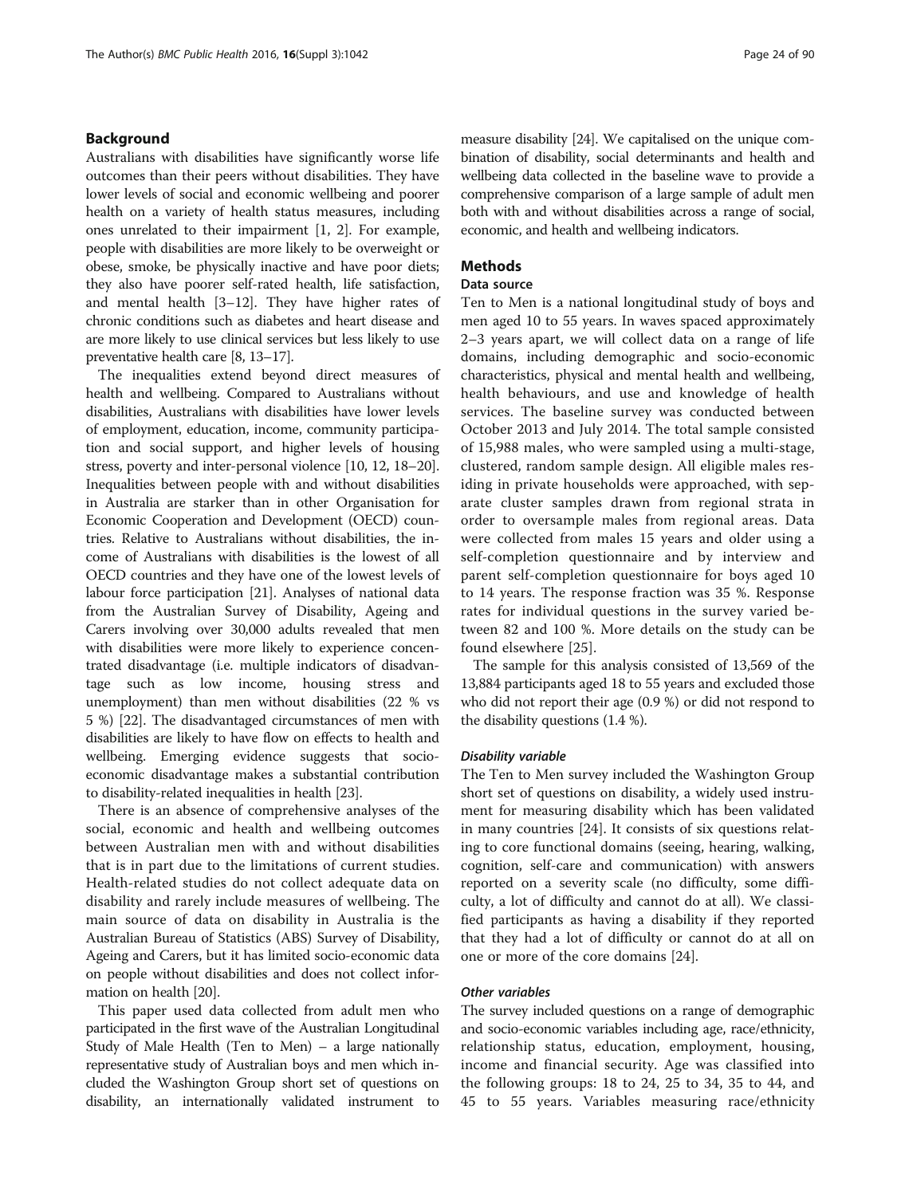## Background

Australians with disabilities have significantly worse life outcomes than their peers without disabilities. They have lower levels of social and economic wellbeing and poorer health on a variety of health status measures, including ones unrelated to their impairment [1, 2]. For example, people with disabilities are more likely to be overweight or obese, smoke, be physically inactive and have poor diets; they also have poorer self-rated health, life satisfaction, and mental health [3–12]. They have higher rates of chronic conditions such as diabetes and heart disease and are more likely to use clinical services but less likely to use preventative health care [8, 13–17].

The inequalities extend beyond direct measures of health and wellbeing. Compared to Australians without disabilities, Australians with disabilities have lower levels of employment, education, income, community participation and social support, and higher levels of housing stress, poverty and inter-personal violence [10, 12, 18–20]. Inequalities between people with and without disabilities in Australia are starker than in other Organisation for Economic Cooperation and Development (OECD) countries. Relative to Australians without disabilities, the income of Australians with disabilities is the lowest of all OECD countries and they have one of the lowest levels of labour force participation [21]. Analyses of national data from the Australian Survey of Disability, Ageing and Carers involving over 30,000 adults revealed that men with disabilities were more likely to experience concentrated disadvantage (i.e. multiple indicators of disadvantage such as low income, housing stress and unemployment) than men without disabilities (22 % vs 5 %) [22]. The disadvantaged circumstances of men with disabilities are likely to have flow on effects to health and wellbeing. Emerging evidence suggests that socio-economic disadvantage makes a substantial contribution to disability-related inequalities in health [23].

There is an absence of comprehensive analyses of the social, economic and health and wellbeing outcomes between Australian men with and without disabilities that is in part due to the limitations of current studies. Health-related studies do not collect adequate data on disability and rarely include measures of wellbeing. The main source of data on disability in Australia is the Australian Bureau of Statistics (ABS) Survey of Disability, Ageing and Carers, but it has limited socio-economic data on people without disabilities and does not collect information on health [20].

This paper used data collected from adult men who participated in the first wave of the Australian Longitudinal Study of Male Health (Ten to Men) – a large nationally representative study of Australian boys and men which included the Washington Group short set of questions on disability, an internationally validated instrument to measure disability [24]. We capitalised on the unique combination of disability, social determinants and health and wellbeing data collected in the baseline wave to provide a comprehensive comparison of a large sample of adult men both with and without disabilities across a range of social, economic, and health and wellbeing indicators.

## Methods

### Data source

Ten to Men is a national longitudinal study of boys and men aged 10 to 55 years. In waves spaced approximately 2–3 years apart, we will collect data on a range of life domains, including demographic and socio-economic characteristics, physical and mental health and wellbeing, health behaviours, and use and knowledge of health services. The baseline survey was conducted between October 2013 and July 2014. The total sample consisted of 15,988 males, who were sampled using a multi-stage, clustered, random sample design. All eligible males residing in private households were approached, with separate cluster samples drawn from regional strata in order to oversample males from regional areas. Data were collected from males 15 years and older using a self-completion questionnaire and by interview and parent self-completion questionnaire for boys aged 10 to 14 years. The response fraction was 35 %. Response rates for individual questions in the survey varied between 82 and 100 %. More details on the study can be found elsewhere [25].

The sample for this analysis consisted of 13,569 of the 13,884 participants aged 18 to 55 years and excluded those who did not report their age (0.9 %) or did not respond to the disability questions (1.4 %).

#### *Disability variable*

The Ten to Men survey included the Washington Group short set of questions on disability, a widely used instrument for measuring disability which has been validated in many countries [24]. It consists of six questions relating to core functional domains (seeing, hearing, walking, cognition, self-care and communication) with answers reported on a severity scale (no difficulty, some difficulty, a lot of difficulty and cannot do at all). We classified participants as having a disability if they reported that they had a lot of difficulty or cannot do at all on one or more of the core domains [24].

#### *Other variables*

The survey included questions on a range of demographic and socio-economic variables including age, race/ethnicity, relationship status, education, employment, housing, income and financial security. Age was classified into the following groups: 18 to 24, 25 to 34, 35 to 44, and 45 to 55 years. Variables measuring race/ethnicity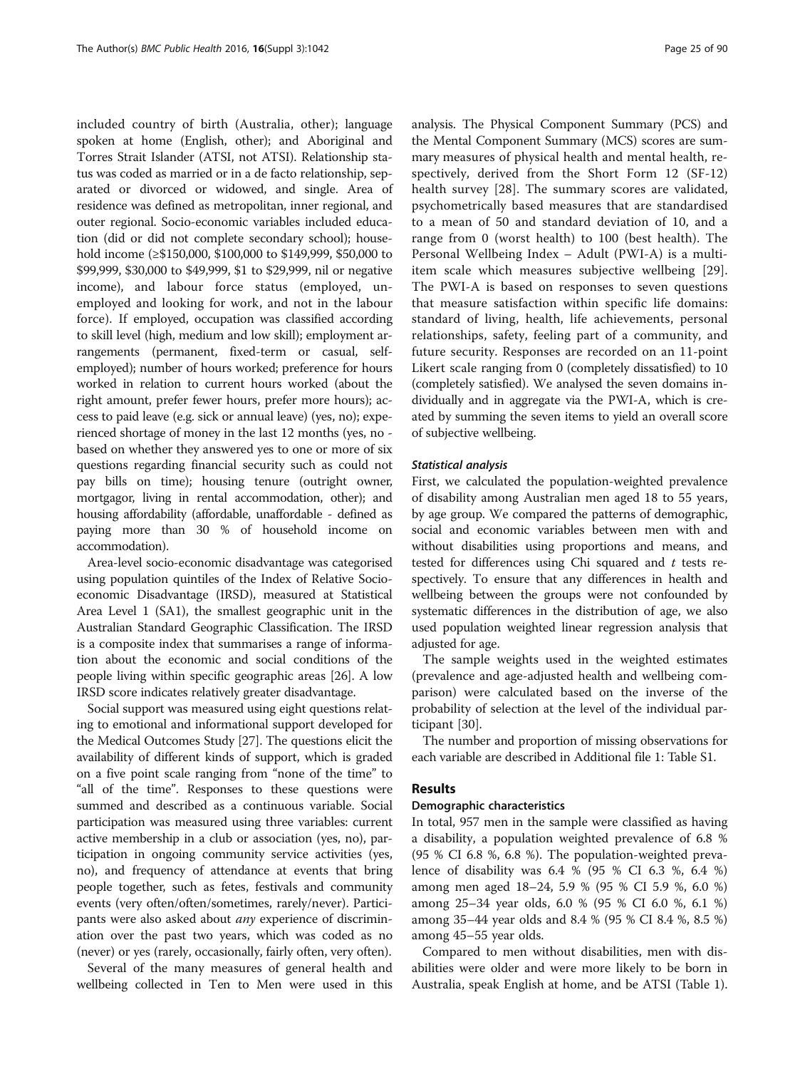included country of birth (Australia, other); language spoken at home (English, other); and Aboriginal and Torres Strait Islander (ATSI, not ATSI). Relationship status was coded as married or in a de facto relationship, separated or divorced or widowed, and single. Area of residence was defined as metropolitan, inner regional, and outer regional. Socio-economic variables included education (did or did not complete secondary school); household income (≥$150,000, $100,000 to $149,999, $50,000 to $99,999, $30,000 to $49,999, $1 to $29,999, nil or negative income), and labour force status (employed, unemployed and looking for work, and not in the labour force). If employed, occupation was classified according to skill level (high, medium and low skill); employment arrangements (permanent, fixed-term or casual, self-employed); number of hours worked; preference for hours worked in relation to current hours worked (about the right amount, prefer fewer hours, prefer more hours); access to paid leave (e.g. sick or annual leave) (yes, no); experienced shortage of money in the last 12 months (yes, no - based on whether they answered yes to one or more of six questions regarding financial security such as could not pay bills on time); housing tenure (outright owner, mortgagor, living in rental accommodation, other); and housing affordability (affordable, unaffordable - defined as paying more than 30 % of household income on accommodation).

Area-level socio-economic disadvantage was categorised using population quintiles of the Index of Relative Socio-economic Disadvantage (IRSD), measured at Statistical Area Level 1 (SA1), the smallest geographic unit in the Australian Standard Geographic Classification. The IRSD is a composite index that summarises a range of information about the economic and social conditions of the people living within specific geographic areas [26]. A low IRSD score indicates relatively greater disadvantage.

Social support was measured using eight questions relating to emotional and informational support developed for the Medical Outcomes Study [27]. The questions elicit the availability of different kinds of support, which is graded on a five point scale ranging from "none of the time" to "all of the time". Responses to these questions were summed and described as a continuous variable. Social participation was measured using three variables: current active membership in a club or association (yes, no), participation in ongoing community service activities (yes, no), and frequency of attendance at events that bring people together, such as fetes, festivals and community events (very often/often/sometimes, rarely/never). Participants were also asked about *any* experience of discrimination over the past two years, which was coded as no (never) or yes (rarely, occasionally, fairly often, very often).

Several of the many measures of general health and wellbeing collected in Ten to Men were used in this analysis. The Physical Component Summary (PCS) and the Mental Component Summary (MCS) scores are summary measures of physical health and mental health, respectively, derived from the Short Form 12 (SF-12) health survey [28]. The summary scores are validated, psychometrically based measures that are standardised to a mean of 50 and standard deviation of 10, and a range from 0 (worst health) to 100 (best health). The Personal Wellbeing Index – Adult (PWI-A) is a multi-item scale which measures subjective wellbeing [29]. The PWI-A is based on responses to seven questions that measure satisfaction within specific life domains: standard of living, health, life achievements, personal relationships, safety, feeling part of a community, and future security. Responses are recorded on an 11-point Likert scale ranging from 0 (completely dissatisfied) to 10 (completely satisfied). We analysed the seven domains individually and in aggregate via the PWI-A, which is created by summing the seven items to yield an overall score of subjective wellbeing.

### Statistical analysis

First, we calculated the population-weighted prevalence of disability among Australian men aged 18 to 55 years, by age group. We compared the patterns of demographic, social and economic variables between men with and without disabilities using proportions and means, and tested for differences using Chi squared and *t* tests respectively. To ensure that any differences in health and wellbeing between the groups were not confounded by systematic differences in the distribution of age, we also used population weighted linear regression analysis that adjusted for age.

The sample weights used in the weighted estimates (prevalence and age-adjusted health and wellbeing comparison) were calculated based on the inverse of the probability of selection at the level of the individual participant [30].

The number and proportion of missing observations for each variable are described in Additional file 1: Table S1.

## Results

### Demographic characteristics

In total, 957 men in the sample were classified as having a disability, a population weighted prevalence of 6.8 % (95 % CI 6.8 %, 6.8 %). The population-weighted prevalence of disability was 6.4 % (95 % CI 6.3 %, 6.4 %) among men aged 18–24, 5.9 % (95 % CI 5.9 %, 6.0 %) among 25–34 year olds, 6.0 % (95 % CI 6.0 %, 6.1 %) among 35–44 year olds and 8.4 % (95 % CI 8.4 %, 8.5 %) among 45–55 year olds.

Compared to men without disabilities, men with disabilities were older and were more likely to be born in Australia, speak English at home, and be ATSI (Table 1).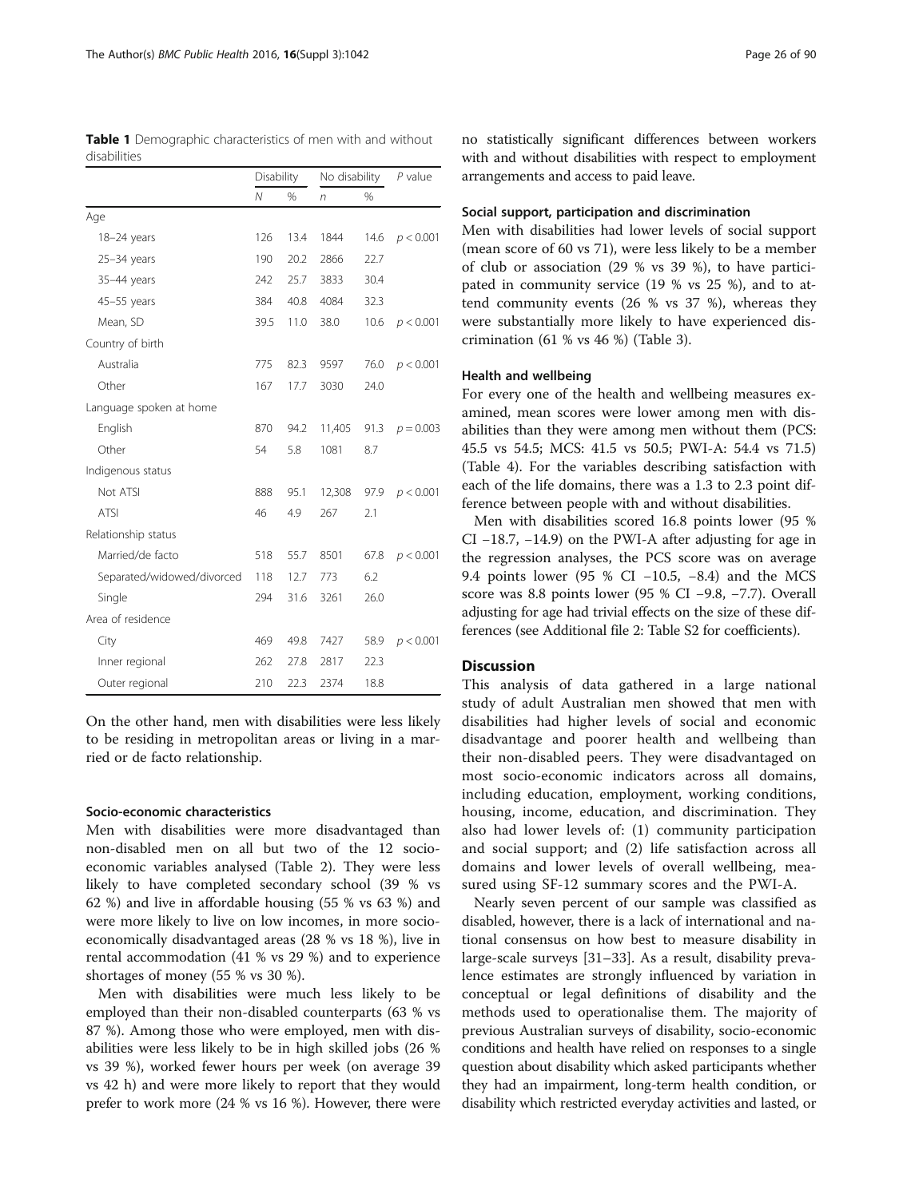**Table 1** Demographic characteristics of men with and without disabilities

| | Disability | | No disability | | *P* value |
|---|---|---|---|---|---|
| | *N* | % | *n* | % | |
| Age | | | | | |
| 18–24 years | 126 | 13.4 | 1844 | 14.6 | $p < 0.001$ |
| 25–34 years | 190 | 20.2 | 2866 | 22.7 | |
| 35–44 years | 242 | 25.7 | 3833 | 30.4 | |
| 45–55 years | 384 | 40.8 | 4084 | 32.3 | |
| Mean, SD | 39.5 | 11.0 | 38.0 | 10.6 | $p < 0.001$ |
| Country of birth | | | | | |
| Australia | 775 | 82.3 | 9597 | 76.0 | $p < 0.001$ |
| Other | 167 | 17.7 | 3030 | 24.0 | |
| Language spoken at home | | | | | |
| English | 870 | 94.2 | 11,405 | 91.3 | $p = 0.003$ |
| Other | 54 | 5.8 | 1081 | 8.7 | |
| Indigenous status | | | | | |
| Not ATSI | 888 | 95.1 | 12,308 | 97.9 | $p < 0.001$ |
| ATSI | 46 | 4.9 | 267 | 2.1 | |
| Relationship status | | | | | |
| Married/de facto | 518 | 55.7 | 8501 | 67.8 | $p < 0.001$ |
| Separated/widowed/divorced | 118 | 12.7 | 773 | 6.2 | |
| Single | 294 | 31.6 | 3261 | 26.0 | |
| Area of residence | | | | | |
| City | 469 | 49.8 | 7427 | 58.9 | $p < 0.001$ |
| Inner regional | 262 | 27.8 | 2817 | 22.3 | |
| Outer regional | 210 | 22.3 | 2374 | 18.8 | |

On the other hand, men with disabilities were less likely to be residing in metropolitan areas or living in a married or de facto relationship.

### Socio-economic characteristics

Men with disabilities were more disadvantaged than non-disabled men on all but two of the 12 socio-economic variables analysed (Table 2). They were less likely to have completed secondary school (39 % vs 62 %) and live in affordable housing (55 % vs 63 %) and were more likely to live on low incomes, in more socio-economically disadvantaged areas (28 % vs 18 %), live in rental accommodation (41 % vs 29 %) and to experience shortages of money (55 % vs 30 %).

Men with disabilities were much less likely to be employed than their non-disabled counterparts (63 % vs 87 %). Among those who were employed, men with disabilities were less likely to be in high skilled jobs (26 % vs 39 %), worked fewer hours per week (on average 39 vs 42 h) and were more likely to report that they would prefer to work more (24 % vs 16 %). However, there were no statistically significant differences between workers with and without disabilities with respect to employment arrangements and access to paid leave.

### Social support, participation and discrimination

Men with disabilities had lower levels of social support (mean score of 60 vs 71), were less likely to be a member of club or association (29 % vs 39 %), to have participated in community service (19 % vs 25 %), and to attend community events (26 % vs 37 %), whereas they were substantially more likely to have experienced discrimination (61 % vs 46 %) (Table 3).

### Health and wellbeing

For every one of the health and wellbeing measures examined, mean scores were lower among men with disabilities than they were among men without them (PCS: 45.5 vs 54.5; MCS: 41.5 vs 50.5; PWI-A: 54.4 vs 71.5) (Table 4). For the variables describing satisfaction with each of the life domains, there was a 1.3 to 2.3 point difference between people with and without disabilities.

Men with disabilities scored 16.8 points lower (95 % CI −18.7, −14.9) on the PWI-A after adjusting for age in the regression analyses, the PCS score was on average 9.4 points lower (95 % CI −10.5, −8.4) and the MCS score was 8.8 points lower (95 % CI −9.8, −7.7). Overall adjusting for age had trivial effects on the size of these differences (see Additional file 2: Table S2 for coefficients).

## Discussion

This analysis of data gathered in a large national study of adult Australian men showed that men with disabilities had higher levels of social and economic disadvantage and poorer health and wellbeing than their non-disabled peers. They were disadvantaged on most socio-economic indicators across all domains, including education, employment, working conditions, housing, income, education, and discrimination. They also had lower levels of: (1) community participation and social support; and (2) life satisfaction across all domains and lower levels of overall wellbeing, measured using SF-12 summary scores and the PWI-A.

Nearly seven percent of our sample was classified as disabled, however, there is a lack of international and national consensus on how best to measure disability in large-scale surveys [31–33]. As a result, disability prevalence estimates are strongly influenced by variation in conceptual or legal definitions of disability and the methods used to operationalise them. The majority of previous Australian surveys of disability, socio-economic conditions and health have relied on responses to a single question about disability which asked participants whether they had an impairment, long-term health condition, or disability which restricted everyday activities and lasted, or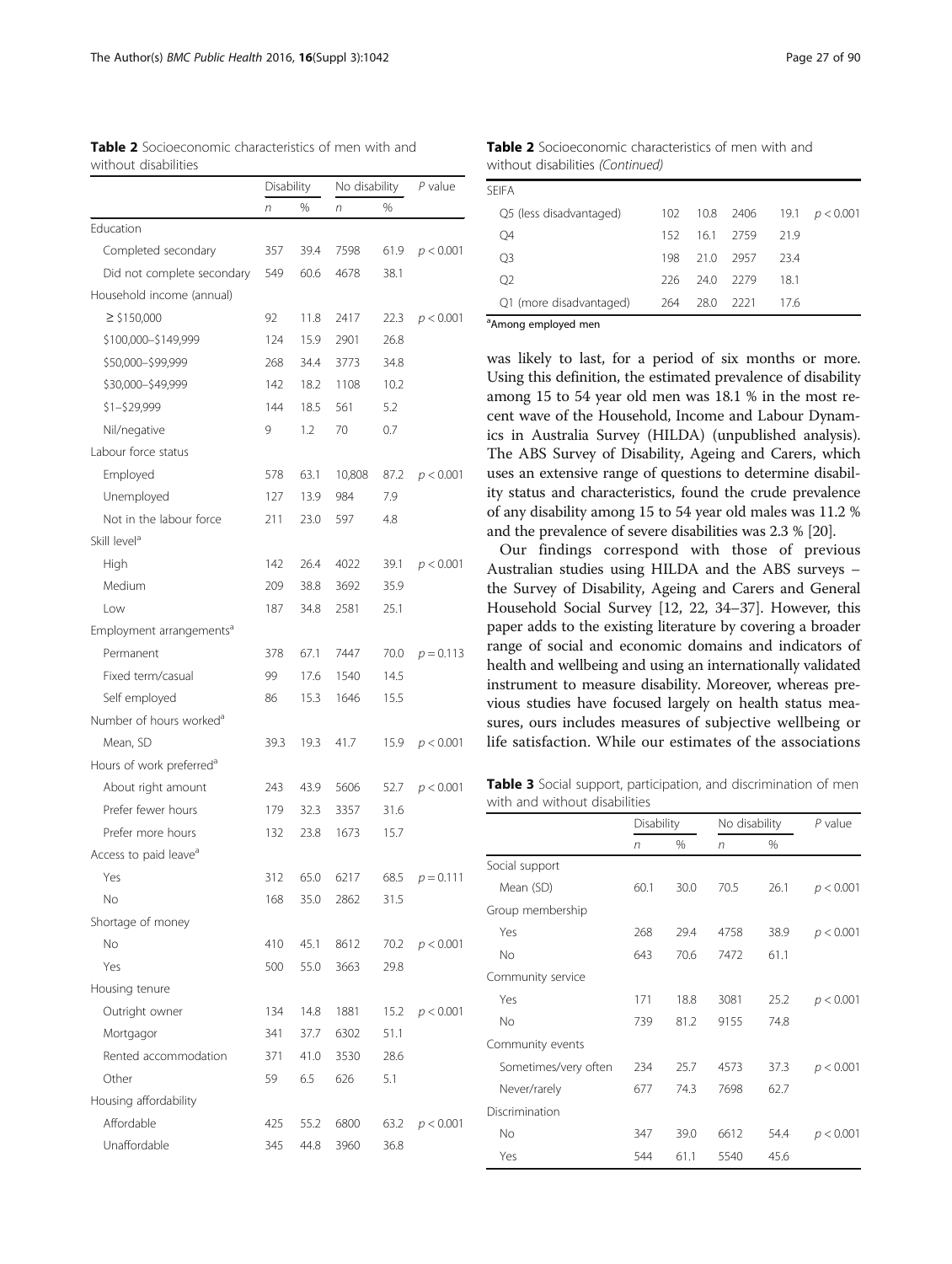**Table 2** Socioeconomic characteristics of men with and without disabilities

| | Disability | | No disability | | P value |
|---|---|---|---|---|---|
| | n | % | n | % | |
| Education | | | | | |
| Completed secondary | 357 | 39.4 | 7598 | 61.9 | $p < 0.001$ |
| Did not complete secondary | 549 | 60.6 | 4678 | 38.1 | |
| Household income (annual) | | | | | |
| ≥ $150,000 | 92 | 11.8 | 2417 | 22.3 | $p < 0.001$ |
| $100,000–$149,999 | 124 | 15.9 | 2901 | 26.8 | |
| $50,000–$99,999 | 268 | 34.4 | 3773 | 34.8 | |
| $30,000–$49,999 | 142 | 18.2 | 1108 | 10.2 | |
| $1–$29,999 | 144 | 18.5 | 561 | 5.2 | |
| Nil/negative | 9 | 1.2 | 70 | 0.7 | |
| Labour force status | | | | | |
| Employed | 578 | 63.1 | 10,808 | 87.2 | $p < 0.001$ |
| Unemployed | 127 | 13.9 | 984 | 7.9 | |
| Not in the labour force | 211 | 23.0 | 597 | 4.8 | |
| Skill level[a] | | | | | |
| High | 142 | 26.4 | 4022 | 39.1 | $p < 0.001$ |
| Medium | 209 | 38.8 | 3692 | 35.9 | |
| Low | 187 | 34.8 | 2581 | 25.1 | |
| Employment arrangements[a] | | | | | |
| Permanent | 378 | 67.1 | 7447 | 70.0 | $p = 0.113$ |
| Fixed term/casual | 99 | 17.6 | 1540 | 14.5 | |
| Self employed | 86 | 15.3 | 1646 | 15.5 | |
| Number of hours worked[a] | | | | | |
| Mean, SD | 39.3 | 19.3 | 41.7 | 15.9 | $p < 0.001$ |
| Hours of work preferred[a] | | | | | |
| About right amount | 243 | 43.9 | 5606 | 52.7 | $p < 0.001$ |
| Prefer fewer hours | 179 | 32.3 | 3357 | 31.6 | |
| Prefer more hours | 132 | 23.8 | 1673 | 15.7 | |
| Access to paid leave[a] | | | | | |
| Yes | 312 | 65.0 | 6217 | 68.5 | $p = 0.111$ |
| No | 168 | 35.0 | 2862 | 31.5 | |
| Shortage of money | | | | | |
| No | 410 | 45.1 | 8612 | 70.2 | $p < 0.001$ |
| Yes | 500 | 55.0 | 3663 | 29.8 | |
| Housing tenure | | | | | |
| Outright owner | 134 | 14.8 | 1881 | 15.2 | $p < 0.001$ |
| Mortgagor | 341 | 37.7 | 6302 | 51.1 | |
| Rented accommodation | 371 | 41.0 | 3530 | 28.6 | |
| Other | 59 | 6.5 | 626 | 5.1 | |
| Housing affordability | | | | | |
| Affordable | 425 | 55.2 | 6800 | 63.2 | $p < 0.001$ |
| Unaffordable | 345 | 44.8 | 3960 | 36.8 | |
| SEIFA | | | | | |
| Q5 (less disadvantaged) | 102 | 10.8 | 2406 | 19.1 | $p < 0.001$ |
| Q4 | 152 | 16.1 | 2759 | 21.9 | |
| Q3 | 198 | 21.0 | 2957 | 23.4 | |
| Q2 | 226 | 24.0 | 2279 | 18.1 | |
| Q1 (more disadvantaged) | 264 | 28.0 | 2221 | 17.6 | |

[a]Among employed men

was likely to last, for a period of six months or more. Using this definition, the estimated prevalence of disability among 15 to 54 year old men was 18.1 % in the most recent wave of the Household, Income and Labour Dynamics in Australia Survey (HILDA) (unpublished analysis). The ABS Survey of Disability, Ageing and Carers, which uses an extensive range of questions to determine disability status and characteristics, found the crude prevalence of any disability among 15 to 54 year old males was 11.2 % and the prevalence of severe disabilities was 2.3 % [20].

Our findings correspond with those of previous Australian studies using HILDA and the ABS surveys – the Survey of Disability, Ageing and Carers and General Household Social Survey [12, 22, 34–37]. However, this paper adds to the existing literature by covering a broader range of social and economic domains and indicators of health and wellbeing and using an internationally validated instrument to measure disability. Moreover, whereas previous studies have focused largely on health status measures, ours includes measures of subjective wellbeing or life satisfaction. While our estimates of the associations

**Table 3** Social support, participation, and discrimination of men with and without disabilities

| | Disability | | No disability | | P value |
|---|---|---|---|---|---|
| | n | % | n | % | |
| Social support | | | | | |
| Mean (SD) | 60.1 | 30.0 | 70.5 | 26.1 | $p < 0.001$ |
| Group membership | | | | | |
| Yes | 268 | 29.4 | 4758 | 38.9 | $p < 0.001$ |
| No | 643 | 70.6 | 7472 | 61.1 | |
| Community service | | | | | |
| Yes | 171 | 18.8 | 3081 | 25.2 | $p < 0.001$ |
| No | 739 | 81.2 | 9155 | 74.8 | |
| Community events | | | | | |
| Sometimes/very often | 234 | 25.7 | 4573 | 37.3 | $p < 0.001$ |
| Never/rarely | 677 | 74.3 | 7698 | 62.7 | |
| Discrimination | | | | | |
| No | 347 | 39.0 | 6612 | 54.4 | $p < 0.001$ |
| Yes | 544 | 61.1 | 5540 | 45.6 | |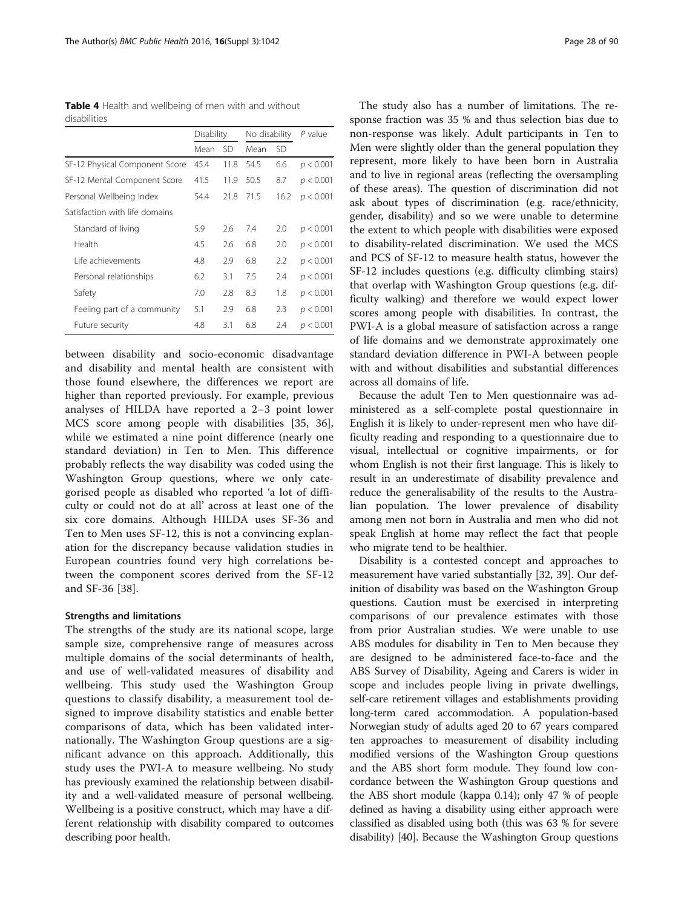**Table 4** Health and wellbeing of men with and without disabilities

| | Disability | | No disability | | *P* value |
|---|---|---|---|---|---|
| | Mean | SD | Mean | SD | |
| SF-12 Physical Component Score | 45.4 | 11.8 | 54.5 | 6.6 | $p < 0.001$ |
| SF-12 Mental Component Score | 41.5 | 11.9 | 50.5 | 8.7 | $p < 0.001$ |
| Personal Wellbeing Index | 54.4 | 21.8 | 71.5 | 16.2 | $p < 0.001$ |
| Satisfaction with life domains | | | | | |
| Standard of living | 5.9 | 2.6 | 7.4 | 2.0 | $p < 0.001$ |
| Health | 4.5 | 2.6 | 6.8 | 2.0 | $p < 0.001$ |
| Life achievements | 4.8 | 2.9 | 6.8 | 2.2 | $p < 0.001$ |
| Personal relationships | 6.2 | 3.1 | 7.5 | 2.4 | $p < 0.001$ |
| Safety | 7.0 | 2.8 | 8.3 | 1.8 | $p < 0.001$ |
| Feeling part of a community | 5.1 | 2.9 | 6.8 | 2.3 | $p < 0.001$ |
| Future security | 4.8 | 3.1 | 6.8 | 2.4 | $p < 0.001$ |

between disability and socio-economic disadvantage and disability and mental health are consistent with those found elsewhere, the differences we report are higher than reported previously. For example, previous analyses of HILDA have reported a 2–3 point lower MCS score among people with disabilities [35, 36], while we estimated a nine point difference (nearly one standard deviation) in Ten to Men. This difference probably reflects the way disability was coded using the Washington Group questions, where we only categorised people as disabled who reported 'a lot of difficulty or could not do at all' across at least one of the six core domains. Although HILDA uses SF-36 and Ten to Men uses SF-12, this is not a convincing explanation for the discrepancy because validation studies in European countries found very high correlations between the component scores derived from the SF-12 and SF-36 [38].

### Strengths and limitations

The strengths of the study are its national scope, large sample size, comprehensive range of measures across multiple domains of the social determinants of health, and use of well-validated measures of disability and wellbeing. This study used the Washington Group questions to classify disability, a measurement tool designed to improve disability statistics and enable better comparisons of data, which has been validated internationally. The Washington Group questions are a significant advance on this approach. Additionally, this study uses the PWI-A to measure wellbeing. No study has previously examined the relationship between disability and a well-validated measure of personal wellbeing. Wellbeing is a positive construct, which may have a different relationship with disability compared to outcomes describing poor health.

The study also has a number of limitations. The response fraction was 35 % and thus selection bias due to non-response was likely. Adult participants in Ten to Men were slightly older than the general population they represent, more likely to have been born in Australia and to live in regional areas (reflecting the oversampling of these areas). The question of discrimination did not ask about types of discrimination (e.g. race/ethnicity, gender, disability) and so we were unable to determine the extent to which people with disabilities were exposed to disability-related discrimination. We used the MCS and PCS of SF-12 to measure health status, however the SF-12 includes questions (e.g. difficulty climbing stairs) that overlap with Washington Group questions (e.g. difficulty walking) and therefore we would expect lower scores among people with disabilities. In contrast, the PWI-A is a global measure of satisfaction across a range of life domains and we demonstrate approximately one standard deviation difference in PWI-A between people with and without disabilities and substantial differences across all domains of life.

Because the adult Ten to Men questionnaire was administered as a self-complete postal questionnaire in English it is likely to under-represent men who have difficulty reading and responding to a questionnaire due to visual, intellectual or cognitive impairments, or for whom English is not their first language. This is likely to result in an underestimate of disability prevalence and reduce the generalisability of the results to the Australian population. The lower prevalence of disability among men not born in Australia and men who did not speak English at home may reflect the fact that people who migrate tend to be healthier.

Disability is a contested concept and approaches to measurement have varied substantially [32, 39]. Our definition of disability was based on the Washington Group questions. Caution must be exercised in interpreting comparisons of our prevalence estimates with those from prior Australian studies. We were unable to use ABS modules for disability in Ten to Men because they are designed to be administered face-to-face and the ABS Survey of Disability, Ageing and Carers is wider in scope and includes people living in private dwellings, self-care retirement villages and establishments providing long-term cared accommodation. A population-based Norwegian study of adults aged 20 to 67 years compared ten approaches to measurement of disability including modified versions of the Washington Group questions and the ABS short form module. They found low concordance between the Washington Group questions and the ABS short module (kappa 0.14); only 47 % of people defined as having a disability using either approach were classified as disabled using both (this was 63 % for severe disability) [40]. Because the Washington Group questions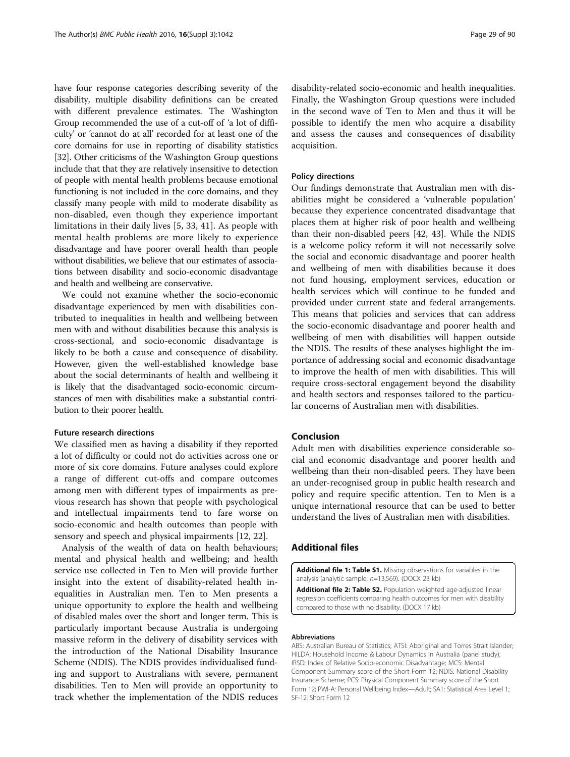have four response categories describing severity of the disability, multiple disability definitions can be created with different prevalence estimates. The Washington Group recommended the use of a cut-off of 'a lot of difficulty' or 'cannot do at all' recorded for at least one of the core domains for use in reporting of disability statistics [32]. Other criticisms of the Washington Group questions include that that they are relatively insensitive to detection of people with mental health problems because emotional functioning is not included in the core domains, and they classify many people with mild to moderate disability as non-disabled, even though they experience important limitations in their daily lives [5, 33, 41]. As people with mental health problems are more likely to experience disadvantage and have poorer overall health than people without disabilities, we believe that our estimates of associations between disability and socio-economic disadvantage and health and wellbeing are conservative.

We could not examine whether the socio-economic disadvantage experienced by men with disabilities contributed to inequalities in health and wellbeing between men with and without disabilities because this analysis is cross-sectional, and socio-economic disadvantage is likely to be both a cause and consequence of disability. However, given the well-established knowledge base about the social determinants of health and wellbeing it is likely that the disadvantaged socio-economic circumstances of men with disabilities make a substantial contribution to their poorer health.

#### Future research directions

We classified men as having a disability if they reported a lot of difficulty or could not do activities across one or more of six core domains. Future analyses could explore a range of different cut-offs and compare outcomes among men with different types of impairments as previous research has shown that people with psychological and intellectual impairments tend to fare worse on socio-economic and health outcomes than people with sensory and speech and physical impairments [12, 22].

Analysis of the wealth of data on health behaviours; mental and physical health and wellbeing; and health service use collected in Ten to Men will provide further insight into the extent of disability-related health inequalities in Australian men. Ten to Men presents a unique opportunity to explore the health and wellbeing of disabled males over the short and longer term. This is particularly important because Australia is undergoing massive reform in the delivery of disability services with the introduction of the National Disability Insurance Scheme (NDIS). The NDIS provides individualised funding and support to Australians with severe, permanent disabilities. Ten to Men will provide an opportunity to track whether the implementation of the NDIS reduces disability-related socio-economic and health inequalities. Finally, the Washington Group questions were included in the second wave of Ten to Men and thus it will be possible to identify the men who acquire a disability and assess the causes and consequences of disability acquisition.

#### Policy directions

Our findings demonstrate that Australian men with disabilities might be considered a 'vulnerable population' because they experience concentrated disadvantage that places them at higher risk of poor health and wellbeing than their non-disabled peers [42, 43]. While the NDIS is a welcome policy reform it will not necessarily solve the social and economic disadvantage and poorer health and wellbeing of men with disabilities because it does not fund housing, employment services, education or health services which will continue to be funded and provided under current state and federal arrangements. This means that policies and services that can address the socio-economic disadvantage and poorer health and wellbeing of men with disabilities will happen outside the NDIS. The results of these analyses highlight the importance of addressing social and economic disadvantage to improve the health of men with disabilities. This will require cross-sectoral engagement beyond the disability and health sectors and responses tailored to the particular concerns of Australian men with disabilities.

## Conclusion

Adult men with disabilities experience considerable social and economic disadvantage and poorer health and wellbeing than their non-disabled peers. They have been an under-recognised group in public health research and policy and require specific attention. Ten to Men is a unique international resource that can be used to better understand the lives of Australian men with disabilities.

## Additional files

**Additional file 1: Table S1.** Missing observations for variables in the analysis (analytic sample, *n*=13,569). (DOCX 23 kb)

**Additional file 2: Table S2.** Population weighted age-adjusted linear regression coefficients comparing health outcomes for men with disability compared to those with no disability. (DOCX 17 kb)

#### Abbreviations

ABS: Australian Bureau of Statistics; ATSI: Aboriginal and Torres Strait Islander; HILDA: Household Income & Labour Dynamics in Australia (panel study); IRSD: Index of Relative Socio-economic Disadvantage; MCS: Mental Component Summary score of the Short Form 12; NDIS: National Disability Insurance Scheme; PCS: Physical Component Summary score of the Short Form 12; PWI-A: Personal Wellbeing Index—Adult; SA1: Statistical Area Level 1; SF-12: Short Form 12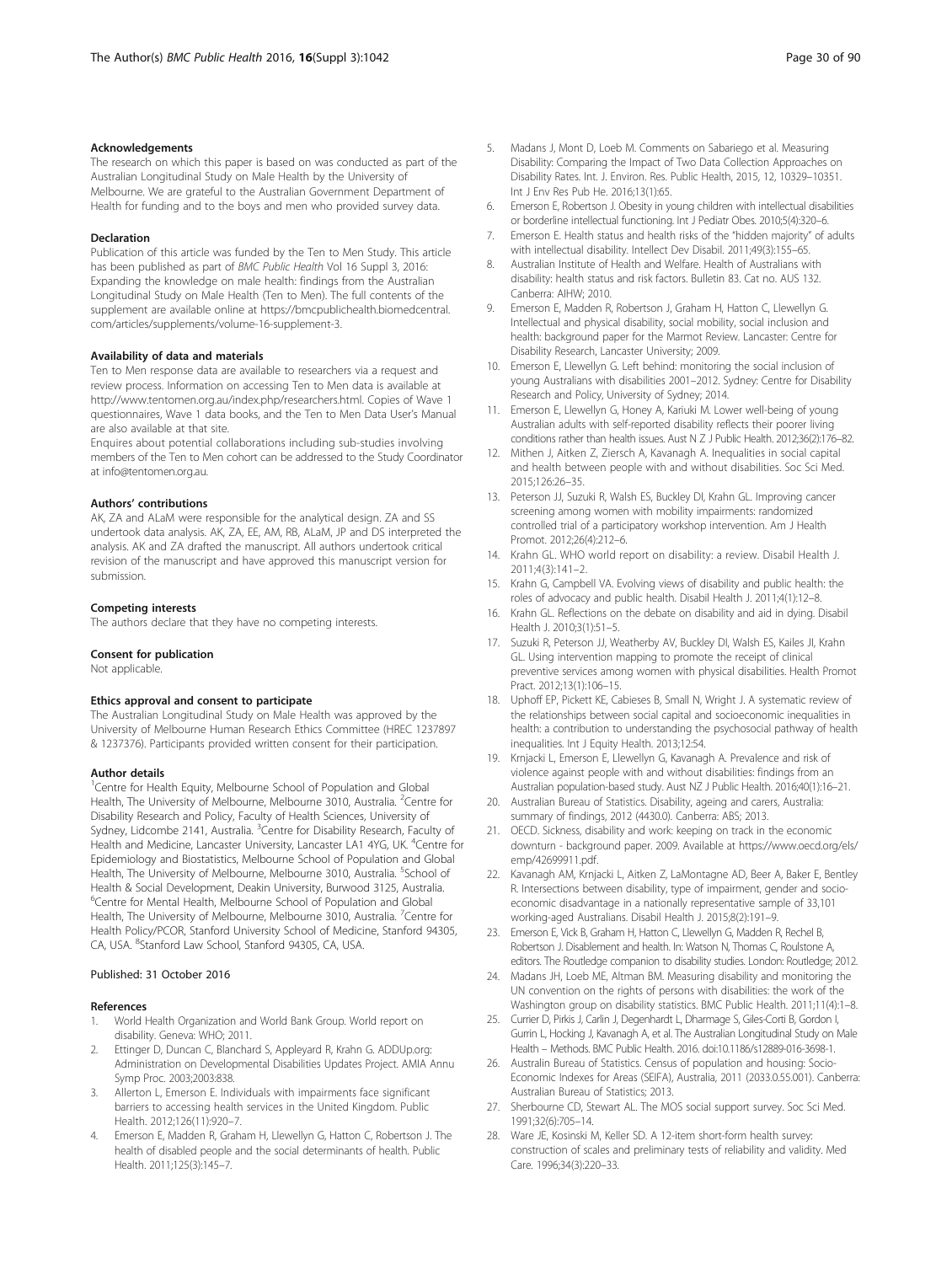#### Acknowledgements

The research on which this paper is based on was conducted as part of the Australian Longitudinal Study on Male Health by the University of Melbourne. We are grateful to the Australian Government Department of Health for funding and to the boys and men who provided survey data.

#### Declaration

Publication of this article was funded by the Ten to Men Study. This article has been published as part of *BMC Public Health* Vol 16 Suppl 3, 2016: Expanding the knowledge on male health: findings from the Australian Longitudinal Study on Male Health (Ten to Men). The full contents of the supplement are available online at https://bmcpublichealth.biomedcentral.com/articles/supplements/volume-16-supplement-3.

#### Availability of data and materials

Ten to Men response data are available to researchers via a request and review process. Information on accessing Ten to Men data is available at http://www.tentomen.org.au/index.php/researchers.html. Copies of Wave 1 questionnaires, Wave 1 data books, and the Ten to Men Data User's Manual are also available at that site.

Enquires about potential collaborations including sub-studies involving members of the Ten to Men cohort can be addressed to the Study Coordinator at info@tentomen.org.au.

#### Authors' contributions

AK, ZA and ALaM were responsible for the analytical design. ZA and SS undertook data analysis. AK, ZA, EE, AM, RB, ALaM, JP and DS interpreted the analysis. AK and ZA drafted the manuscript. All authors undertook critical revision of the manuscript and have approved this manuscript version for submission.

#### Competing interests

The authors declare that they have no competing interests.

#### Consent for publication

Not applicable.

#### Ethics approval and consent to participate

The Australian Longitudinal Study on Male Health was approved by the University of Melbourne Human Research Ethics Committee (HREC 1237897 & 1237376). Participants provided written consent for their participation.

#### Author details

[1]Centre for Health Equity, Melbourne School of Population and Global Health, The University of Melbourne, Melbourne 3010, Australia. [2]Centre for Disability Research and Policy, Faculty of Health Sciences, University of Sydney, Lidcombe 2141, Australia. [3]Centre for Disability Research, Faculty of Health and Medicine, Lancaster University, Lancaster LA1 4YG, UK. [4]Centre for Epidemiology and Biostatistics, Melbourne School of Population and Global Health, The University of Melbourne, Melbourne 3010, Australia. [5]School of Health & Social Development, Deakin University, Burwood 3125, Australia. [6]Centre for Mental Health, Melbourne School of Population and Global Health, The University of Melbourne, Melbourne 3010, Australia. [7]Centre for Health Policy/PCOR, Stanford University School of Medicine, Stanford 94305, CA, USA. [8]Stanford Law School, Stanford 94305, CA, USA.

Published: 31 October 2016

#### References

1. World Health Organization and World Bank Group. World report on disability. Geneva: WHO; 2011.
2. Ettinger D, Duncan C, Blanchard S, Appleyard R, Krahn G. ADDUp.org: Administration on Developmental Disabilities Updates Project. AMIA Annu Symp Proc. 2003;2003:838.
3. Allerton L, Emerson E. Individuals with impairments face significant barriers to accessing health services in the United Kingdom. Public Health. 2012;126(11):920–7.
4. Emerson E, Madden R, Graham H, Llewellyn G, Hatton C, Robertson J. The health of disabled people and the social determinants of health. Public Health. 2011;125(3):145–7.
5. Madans J, Mont D, Loeb M. Comments on Sabariego et al. Measuring Disability: Comparing the Impact of Two Data Collection Approaches on Disability Rates. Int. J. Environ. Res. Public Health, 2015, 12, 10329–10351. Int J Env Res Pub He. 2016;13(1):65.
6. Emerson E, Robertson J. Obesity in young children with intellectual disabilities or borderline intellectual functioning. Int J Pediatr Obes. 2010;5(4):320–6.
7. Emerson E. Health status and health risks of the "hidden majority" of adults with intellectual disability. Intellect Dev Disabil. 2011;49(3):155–65.
8. Australian Institute of Health and Welfare. Health of Australians with disability: health status and risk factors. Bulletin 83. Cat no. AUS 132. Canberra: AIHW; 2010.
9. Emerson E, Madden R, Robertson J, Graham H, Hatton C, Llewellyn G. Intellectual and physical disability, social mobility, social inclusion and health: background paper for the Marmot Review. Lancaster: Centre for Disability Research, Lancaster University; 2009.
10. Emerson E, Llewellyn G. Left behind: monitoring the social inclusion of young Australians with disabilities 2001–2012. Sydney: Centre for Disability Research and Policy, University of Sydney; 2014.
11. Emerson E, Llewellyn G, Honey A, Kariuki M. Lower well-being of young Australian adults with self-reported disability reflects their poorer living conditions rather than health issues. Aust N Z J Public Health. 2012;36(2):176–82.
12. Mithen J, Aitken Z, Ziersch A, Kavanagh A. Inequalities in social capital and health between people with and without disabilities. Soc Sci Med. 2015;126:26–35.
13. Peterson JJ, Suzuki R, Walsh ES, Buckley DI, Krahn GL. Improving cancer screening among women with mobility impairments: randomized controlled trial of a participatory workshop intervention. Am J Health Promot. 2012;26(4):212–6.
14. Krahn GL. WHO world report on disability: a review. Disabil Health J. 2011;4(3):141–2.
15. Krahn G, Campbell VA. Evolving views of disability and public health: the roles of advocacy and public health. Disabil Health J. 2011;4(1):12–8.
16. Krahn GL. Reflections on the debate on disability and aid in dying. Disabil Health J. 2010;3(1):51–5.
17. Suzuki R, Peterson JJ, Weatherby AV, Buckley DI, Walsh ES, Kailes JI, Krahn GL. Using intervention mapping to promote the receipt of clinical preventive services among women with physical disabilities. Health Promot Pract. 2012;13(1):106–15.
18. Uphoff EP, Pickett KE, Cabieses B, Small N, Wright J. A systematic review of the relationships between social capital and socioeconomic inequalities in health: a contribution to understanding the psychosocial pathway of health inequalities. Int J Equity Health. 2013;12:54.
19. Krnjacki L, Emerson E, Llewellyn G, Kavanagh A. Prevalence and risk of violence against people with and without disabilities: findings from an Australian population-based study. Aust NZ J Public Health. 2016;40(1):16–21.
20. Australian Bureau of Statistics. Disability, ageing and carers, Australia: summary of findings, 2012 (4430.0). Canberra: ABS; 2013.
21. OECD. Sickness, disability and work: keeping on track in the economic downturn - background paper. 2009. Available at https://www.oecd.org/els/emp/42699911.pdf.
22. Kavanagh AM, Krnjacki L, Aitken Z, LaMontagne AD, Beer A, Baker E, Bentley R. Intersections between disability, type of impairment, gender and socio-economic disadvantage in a nationally representative sample of 33,101 working-aged Australians. Disabil Health J. 2015;8(2):191–9.
23. Emerson E, Vick B, Graham H, Hatton C, Llewellyn G, Madden R, Rechel B, Robertson J. Disablement and health. In: Watson N, Thomas C, Roulstone A, editors. The Routledge companion to disability studies. London: Routledge; 2012.
24. Madans JH, Loeb ME, Altman BM. Measuring disability and monitoring the UN convention on the rights of persons with disabilities: the work of the Washington group on disability statistics. BMC Public Health. 2011;11(4):1–8.
25. Currier D, Pirkis J, Carlin J, Degenhardt L, Dharmage S, Giles-Corti B, Gordon I, Gurrin L, Hocking J, Kavanagh A, et al. The Australian Longitudinal Study on Male Health – Methods. BMC Public Health. 2016. doi:10.1186/s12889-016-3698-1.
26. Australin Bureau of Statistics. Census of population and housing: Socio-Economic Indexes for Areas (SEIFA), Australia, 2011 (2033.0.55.001). Canberra: Australian Bureau of Statistics; 2013.
27. Sherbourne CD, Stewart AL. The MOS social support survey. Soc Sci Med. 1991;32(6):705–14.
28. Ware JE, Kosinski M, Keller SD. A 12-item short-form health survey: construction of scales and preliminary tests of reliability and validity. Med Care. 1996;34(3):220–33.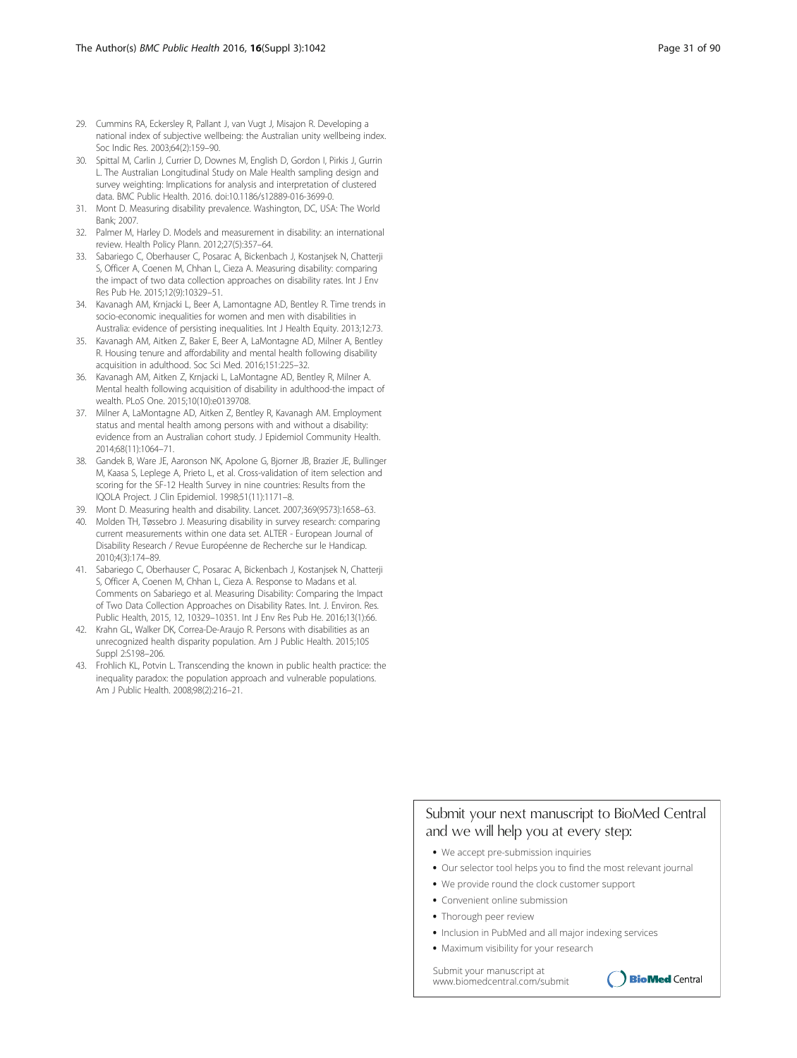29. Cummins RA, Eckersley R, Pallant J, van Vugt J, Misajon R. Developing a national index of subjective wellbeing: the Australian unity wellbeing index. Soc Indic Res. 2003;64(2):159–90.
30. Spittal M, Carlin J, Currier D, Downes M, English D, Gordon I, Pirkis J, Gurrin L. The Australian Longitudinal Study on Male Health sampling design and survey weighting: Implications for analysis and interpretation of clustered data. BMC Public Health. 2016. doi:10.1186/s12889-016-3699-0.
31. Mont D. Measuring disability prevalence. Washington, DC, USA: The World Bank; 2007.
32. Palmer M, Harley D. Models and measurement in disability: an international review. Health Policy Plann. 2012;27(5):357–64.
33. Sabariego C, Oberhauser C, Posarac A, Bickenbach J, Kostanjsek N, Chatterji S, Officer A, Coenen M, Chhan L, Cieza A. Measuring disability: comparing the impact of two data collection approaches on disability rates. Int J Env Res Pub He. 2015;12(9):10329–51.
34. Kavanagh AM, Krnjacki L, Beer A, Lamontagne AD, Bentley R. Time trends in socio-economic inequalities for women and men with disabilities in Australia: evidence of persisting inequalities. Int J Health Equity. 2013;12:73.
35. Kavanagh AM, Aitken Z, Baker E, Beer A, LaMontagne AD, Milner A, Bentley R. Housing tenure and affordability and mental health following disability acquisition in adulthood. Soc Sci Med. 2016;151:225–32.
36. Kavanagh AM, Aitken Z, Krnjacki L, LaMontagne AD, Bentley R, Milner A. Mental health following acquisition of disability in adulthood-the impact of wealth. PLoS One. 2015;10(10):e0139708.
37. Milner A, LaMontagne AD, Aitken Z, Bentley R, Kavanagh AM. Employment status and mental health among persons with and without a disability: evidence from an Australian cohort study. J Epidemiol Community Health. 2014;68(11):1064–71.
38. Gandek B, Ware JE, Aaronson NK, Apolone G, Bjorner JB, Brazier JE, Bullinger M, Kaasa S, Leplege A, Prieto L, et al. Cross-validation of item selection and scoring for the SF-12 Health Survey in nine countries: Results from the IQOLA Project. J Clin Epidemiol. 1998;51(11):1171–8.
39. Mont D. Measuring health and disability. Lancet. 2007;369(9573):1658–63.
40. Molden TH, Tøssebro J. Measuring disability in survey research: comparing current measurements within one data set. ALTER - European Journal of Disability Research / Revue Européenne de Recherche sur le Handicap. 2010;4(3):174–89.
41. Sabariego C, Oberhauser C, Posarac A, Bickenbach J, Kostanjsek N, Chatterji S, Officer A, Coenen M, Chhan L, Cieza A. Response to Madans et al. Comments on Sabariego et al. Measuring Disability: Comparing the Impact of Two Data Collection Approaches on Disability Rates. Int. J. Environ. Res. Public Health, 2015, 12, 10329–10351. Int J Env Res Pub He. 2016;13(1):66.
42. Krahn GL, Walker DK, Correa-De-Araujo R. Persons with disabilities as an unrecognized health disparity population. Am J Public Health. 2015;105 Suppl 2:S198–206.
43. Frohlich KL, Potvin L. Transcending the known in public health practice: the inequality paradox: the population approach and vulnerable populations. Am J Public Health. 2008;98(2):216–21.

Submit your next manuscript to BioMed Central and we will help you at every step:

- We accept pre-submission inquiries
- Our selector tool helps you to find the most relevant journal
- We provide round the clock customer support
- Convenient online submission
- Thorough peer review
- Inclusion in PubMed and all major indexing services
- Maximum visibility for your research

Submit your manuscript at www.biomedcentral.com/submit

BioMed Central